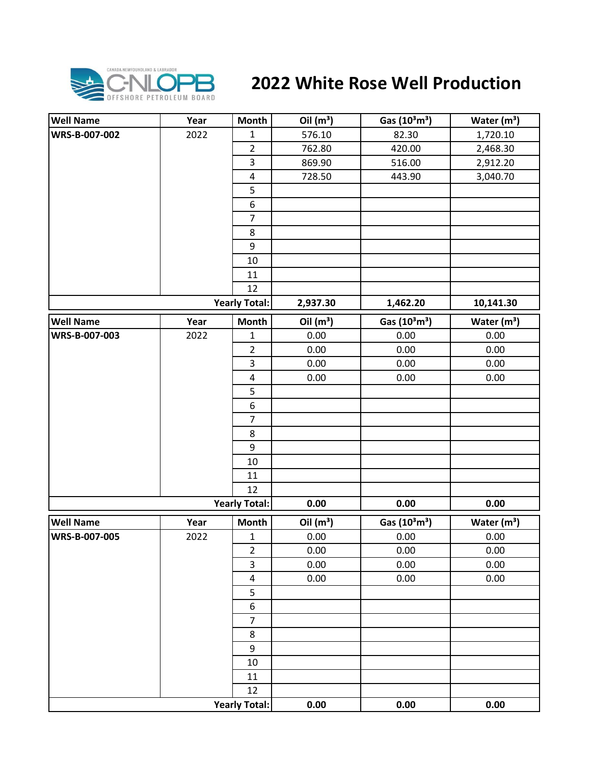# 2022 White Rose Well Production

| Well Name | Year | Month | Oil ($m^3$) | Gas ($10^3m^3$) | Water ($m^3$) |
|---|---|---|---|---|---|
| WRS-B-007-002 | 2022 | 1 | 576.10 | 82.30 | 1,720.10 |
| | | 2 | 762.80 | 420.00 | 2,468.30 |
| | | 3 | 869.90 | 516.00 | 2,912.20 |
| | | 4 | 728.50 | 443.90 | 3,040.70 |
| | | 5 | | | |
| | | 6 | | | |
| | | 7 | | | |
| | | 8 | | | |
| | | 9 | | | |
| | | 10 | | | |
| | | 11 | | | |
| | | 12 | | | |
| | | **Yearly Total:** | **2,937.30** | **1,462.20** | **10,141.30** |

| Well Name | Year | Month | Oil ($m^3$) | Gas ($10^3m^3$) | Water ($m^3$) |
|---|---|---|---|---|---|
| WRS-B-007-003 | 2022 | 1 | 0.00 | 0.00 | 0.00 |
| | | 2 | 0.00 | 0.00 | 0.00 |
| | | 3 | 0.00 | 0.00 | 0.00 |
| | | 4 | 0.00 | 0.00 | 0.00 |
| | | 5 | | | |
| | | 6 | | | |
| | | 7 | | | |
| | | 8 | | | |
| | | 9 | | | |
| | | 10 | | | |
| | | 11 | | | |
| | | 12 | | | |
| | | **Yearly Total:** | **0.00** | **0.00** | **0.00** |

| Well Name | Year | Month | Oil ($m^3$) | Gas ($10^3m^3$) | Water ($m^3$) |
|---|---|---|---|---|---|
| WRS-B-007-005 | 2022 | 1 | 0.00 | 0.00 | 0.00 |
| | | 2 | 0.00 | 0.00 | 0.00 |
| | | 3 | 0.00 | 0.00 | 0.00 |
| | | 4 | 0.00 | 0.00 | 0.00 |
| | | 5 | | | |
| | | 6 | | | |
| | | 7 | | | |
| | | 8 | | | |
| | | 9 | | | |
| | | 10 | | | |
| | | 11 | | | |
| | | 12 | | | |
| | | **Yearly Total:** | **0.00** | **0.00** | **0.00** |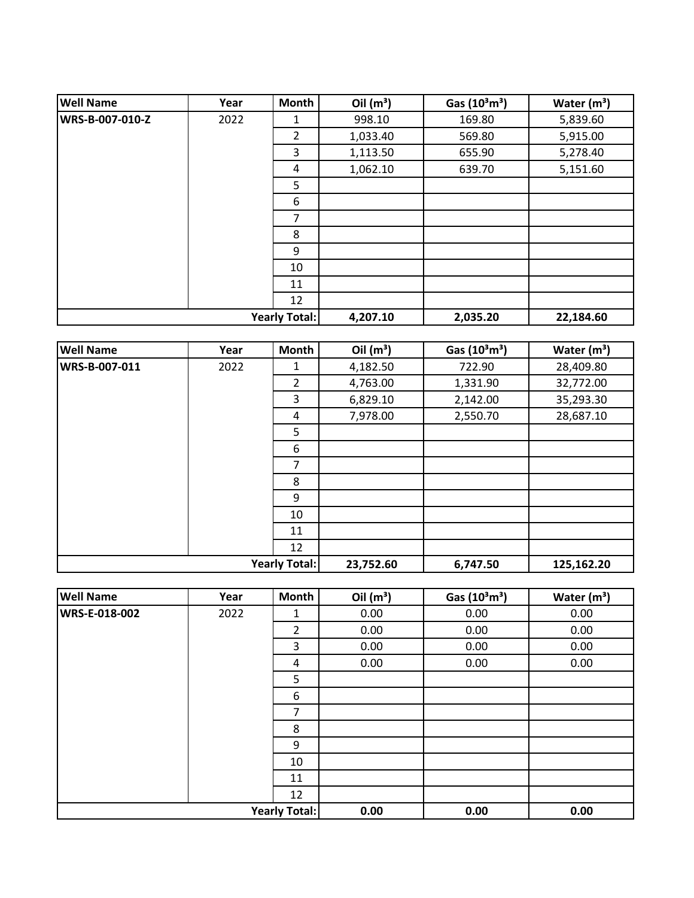| Well Name | Year | Month | Oil ($m^3$) | Gas ($10^3 m^3$) | Water ($m^3$) |
|---|---|---|---|---|---|
| WRS-B-007-010-Z | 2022 | 1 | 998.10 | 169.80 | 5,839.60 |
| | | 2 | 1,033.40 | 569.80 | 5,915.00 |
| | | 3 | 1,113.50 | 655.90 | 5,278.40 |
| | | 4 | 1,062.10 | 639.70 | 5,151.60 |
| | | 5 | | | |
| | | 6 | | | |
| | | 7 | | | |
| | | 8 | | | |
| | | 9 | | | |
| | | 10 | | | |
| | | 11 | | | |
| | | 12 | | | |
| | | **Yearly Total:** | **4,207.10** | **2,035.20** | **22,184.60** |

| Well Name | Year | Month | Oil ($m^3$) | Gas ($10^3 m^3$) | Water ($m^3$) |
|---|---|---|---|---|---|
| WRS-B-007-011 | 2022 | 1 | 4,182.50 | 722.90 | 28,409.80 |
| | | 2 | 4,763.00 | 1,331.90 | 32,772.00 |
| | | 3 | 6,829.10 | 2,142.00 | 35,293.30 |
| | | 4 | 7,978.00 | 2,550.70 | 28,687.10 |
| | | 5 | | | |
| | | 6 | | | |
| | | 7 | | | |
| | | 8 | | | |
| | | 9 | | | |
| | | 10 | | | |
| | | 11 | | | |
| | | 12 | | | |
| | | **Yearly Total:** | **23,752.60** | **6,747.50** | **125,162.20** |

| Well Name | Year | Month | Oil ($m^3$) | Gas ($10^3 m^3$) | Water ($m^3$) |
|---|---|---|---|---|---|
| WRS-E-018-002 | 2022 | 1 | 0.00 | 0.00 | 0.00 |
| | | 2 | 0.00 | 0.00 | 0.00 |
| | | 3 | 0.00 | 0.00 | 0.00 |
| | | 4 | 0.00 | 0.00 | 0.00 |
| | | 5 | | | |
| | | 6 | | | |
| | | 7 | | | |
| | | 8 | | | |
| | | 9 | | | |
| | | 10 | | | |
| | | 11 | | | |
| | | 12 | | | |
| | | **Yearly Total:** | **0.00** | **0.00** | **0.00** |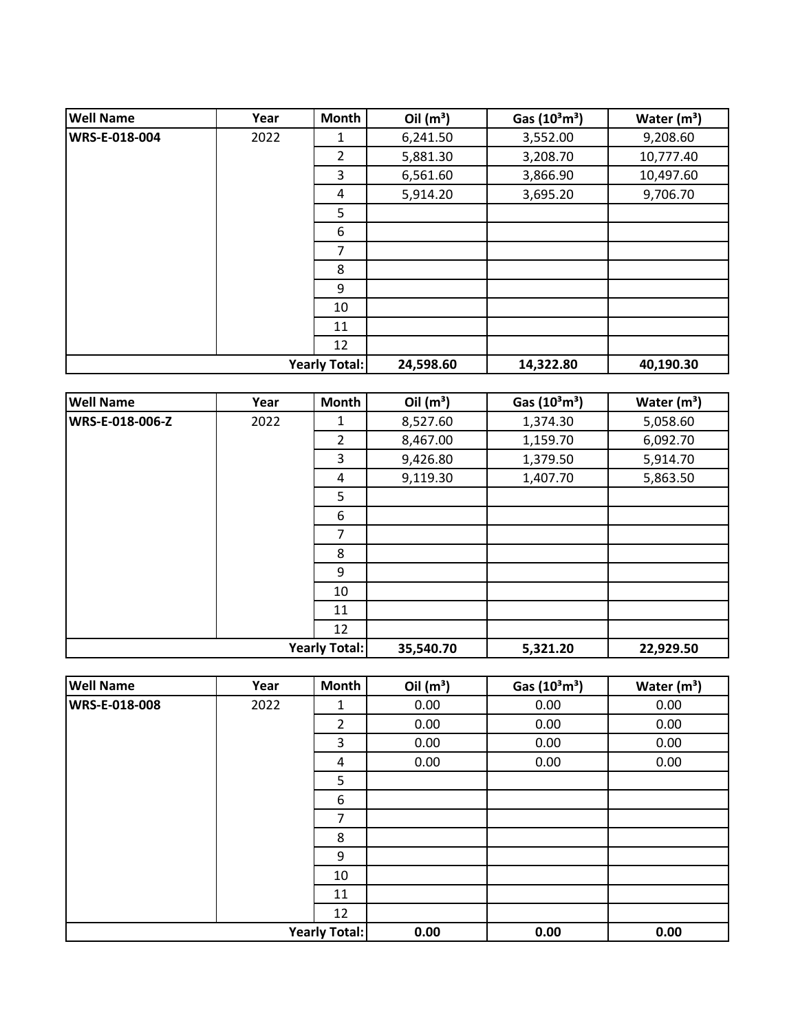| Well Name | Year | Month | Oil ($m^3$) | Gas ($10^3m^3$) | Water ($m^3$) |
| --- | --- | --- | --- | --- | --- |
| WRS-E-018-004 | 2022 | 1 | 6,241.50 | 3,552.00 | 9,208.60 |
| | | 2 | 5,881.30 | 3,208.70 | 10,777.40 |
| | | 3 | 6,561.60 | 3,866.90 | 10,497.60 |
| | | 4 | 5,914.20 | 3,695.20 | 9,706.70 |
| | | 5 | | | |
| | | 6 | | | |
| | | 7 | | | |
| | | 8 | | | |
| | | 9 | | | |
| | | 10 | | | |
| | | 11 | | | |
| | | 12 | | | |
| | | **Yearly Total:** | **24,598.60** | **14,322.80** | **40,190.30** |

| Well Name | Year | Month | Oil ($m^3$) | Gas ($10^3m^3$) | Water ($m^3$) |
| --- | --- | --- | --- | --- | --- |
| WRS-E-018-006-Z | 2022 | 1 | 8,527.60 | 1,374.30 | 5,058.60 |
| | | 2 | 8,467.00 | 1,159.70 | 6,092.70 |
| | | 3 | 9,426.80 | 1,379.50 | 5,914.70 |
| | | 4 | 9,119.30 | 1,407.70 | 5,863.50 |
| | | 5 | | | |
| | | 6 | | | |
| | | 7 | | | |
| | | 8 | | | |
| | | 9 | | | |
| | | 10 | | | |
| | | 11 | | | |
| | | 12 | | | |
| | | **Yearly Total:** | **35,540.70** | **5,321.20** | **22,929.50** |

| Well Name | Year | Month | Oil ($m^3$) | Gas ($10^3m^3$) | Water ($m^3$) |
| --- | --- | --- | --- | --- | --- |
| WRS-E-018-008 | 2022 | 1 | 0.00 | 0.00 | 0.00 |
| | | 2 | 0.00 | 0.00 | 0.00 |
| | | 3 | 0.00 | 0.00 | 0.00 |
| | | 4 | 0.00 | 0.00 | 0.00 |
| | | 5 | | | |
| | | 6 | | | |
| | | 7 | | | |
| | | 8 | | | |
| | | 9 | | | |
| | | 10 | | | |
| | | 11 | | | |
| | | 12 | | | |
| | | **Yearly Total:** | **0.00** | **0.00** | **0.00** |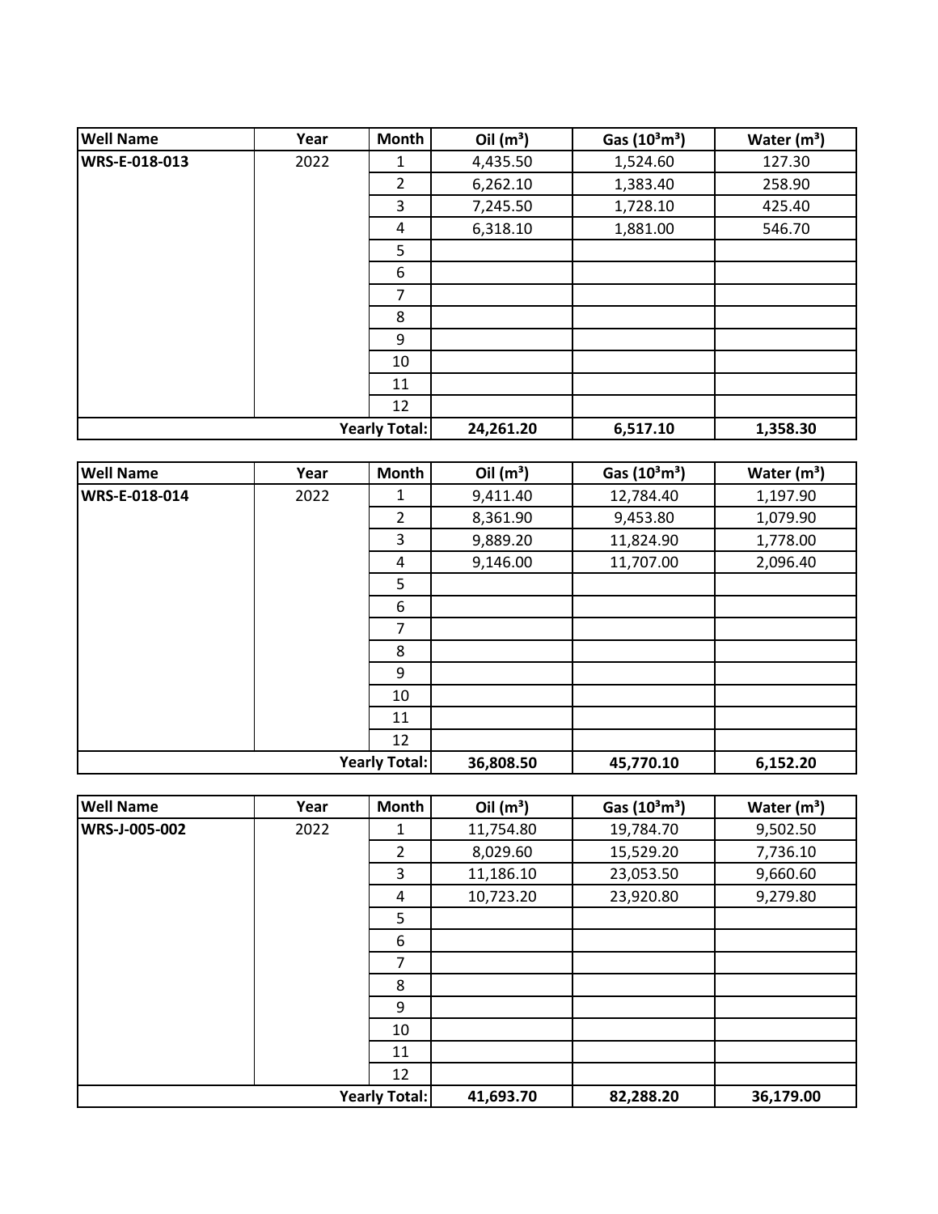| Well Name | Year | Month | Oil ($m^3$) | Gas ($10^3m^3$) | Water ($m^3$) |
|---|---|---|---|---|---|
| WRS-E-018-013 | 2022 | 1 | 4,435.50 | 1,524.60 | 127.30 |
| | | 2 | 6,262.10 | 1,383.40 | 258.90 |
| | | 3 | 7,245.50 | 1,728.10 | 425.40 |
| | | 4 | 6,318.10 | 1,881.00 | 546.70 |
| | | 5 | | | |
| | | 6 | | | |
| | | 7 | | | |
| | | 8 | | | |
| | | 9 | | | |
| | | 10 | | | |
| | | 11 | | | |
| | | 12 | | | |
| | | **Yearly Total:** | **24,261.20** | **6,517.10** | **1,358.30** |

| Well Name | Year | Month | Oil ($m^3$) | Gas ($10^3m^3$) | Water ($m^3$) |
|---|---|---|---|---|---|
| WRS-E-018-014 | 2022 | 1 | 9,411.40 | 12,784.40 | 1,197.90 |
| | | 2 | 8,361.90 | 9,453.80 | 1,079.90 |
| | | 3 | 9,889.20 | 11,824.90 | 1,778.00 |
| | | 4 | 9,146.00 | 11,707.00 | 2,096.40 |
| | | 5 | | | |
| | | 6 | | | |
| | | 7 | | | |
| | | 8 | | | |
| | | 9 | | | |
| | | 10 | | | |
| | | 11 | | | |
| | | 12 | | | |
| | | **Yearly Total:** | **36,808.50** | **45,770.10** | **6,152.20** |

| Well Name | Year | Month | Oil ($m^3$) | Gas ($10^3m^3$) | Water ($m^3$) |
|---|---|---|---|---|---|
| WRS-J-005-002 | 2022 | 1 | 11,754.80 | 19,784.70 | 9,502.50 |
| | | 2 | 8,029.60 | 15,529.20 | 7,736.10 |
| | | 3 | 11,186.10 | 23,053.50 | 9,660.60 |
| | | 4 | 10,723.20 | 23,920.80 | 9,279.80 |
| | | 5 | | | |
| | | 6 | | | |
| | | 7 | | | |
| | | 8 | | | |
| | | 9 | | | |
| | | 10 | | | |
| | | 11 | | | |
| | | 12 | | | |
| | | **Yearly Total:** | **41,693.70** | **82,288.20** | **36,179.00** |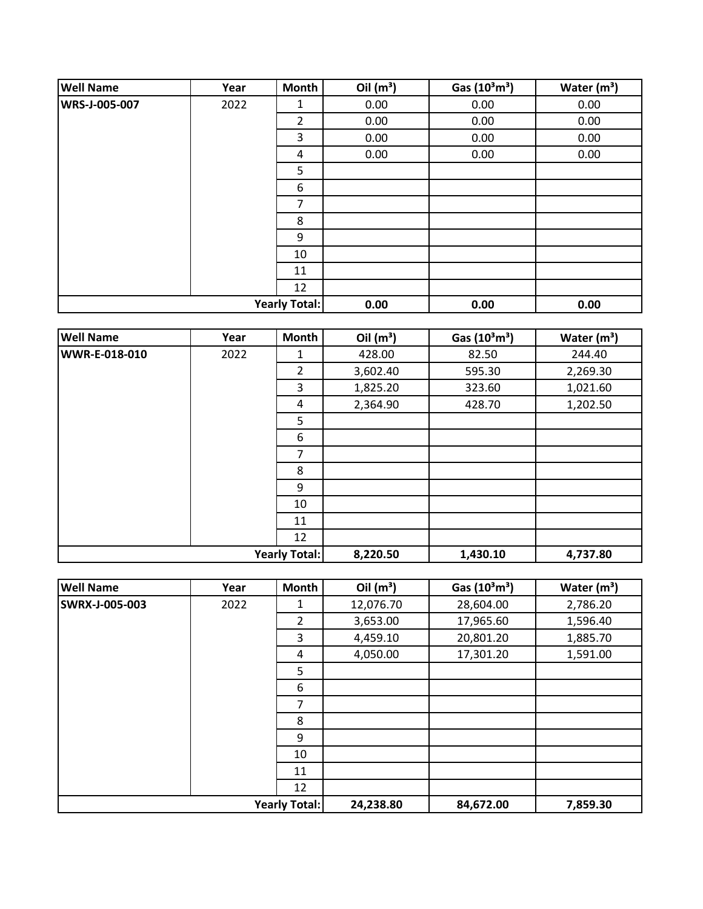| Well Name | Year | Month | Oil ($m^3$) | Gas ($10^3m^3$) | Water ($m^3$) |
|---|---|---|---|---|---|
| WRS-J-005-007 | 2022 | 1 | 0.00 | 0.00 | 0.00 |
| | | 2 | 0.00 | 0.00 | 0.00 |
| | | 3 | 0.00 | 0.00 | 0.00 |
| | | 4 | 0.00 | 0.00 | 0.00 |
| | | 5 | | | |
| | | 6 | | | |
| | | 7 | | | |
| | | 8 | | | |
| | | 9 | | | |
| | | 10 | | | |
| | | 11 | | | |
| | | 12 | | | |
| | | **Yearly Total:** | **0.00** | **0.00** | **0.00** |

| Well Name | Year | Month | Oil ($m^3$) | Gas ($10^3m^3$) | Water ($m^3$) |
|---|---|---|---|---|---|
| WWR-E-018-010 | 2022 | 1 | 428.00 | 82.50 | 244.40 |
| | | 2 | 3,602.40 | 595.30 | 2,269.30 |
| | | 3 | 1,825.20 | 323.60 | 1,021.60 |
| | | 4 | 2,364.90 | 428.70 | 1,202.50 |
| | | 5 | | | |
| | | 6 | | | |
| | | 7 | | | |
| | | 8 | | | |
| | | 9 | | | |
| | | 10 | | | |
| | | 11 | | | |
| | | 12 | | | |
| | | **Yearly Total:** | **8,220.50** | **1,430.10** | **4,737.80** |

| Well Name | Year | Month | Oil ($m^3$) | Gas ($10^3m^3$) | Water ($m^3$) |
|---|---|---|---|---|---|
| SWRX-J-005-003 | 2022 | 1 | 12,076.70 | 28,604.00 | 2,786.20 |
| | | 2 | 3,653.00 | 17,965.60 | 1,596.40 |
| | | 3 | 4,459.10 | 20,801.20 | 1,885.70 |
| | | 4 | 4,050.00 | 17,301.20 | 1,591.00 |
| | | 5 | | | |
| | | 6 | | | |
| | | 7 | | | |
| | | 8 | | | |
| | | 9 | | | |
| | | 10 | | | |
| | | 11 | | | |
| | | 12 | | | |
| | | **Yearly Total:** | **24,238.80** | **84,672.00** | **7,859.30** |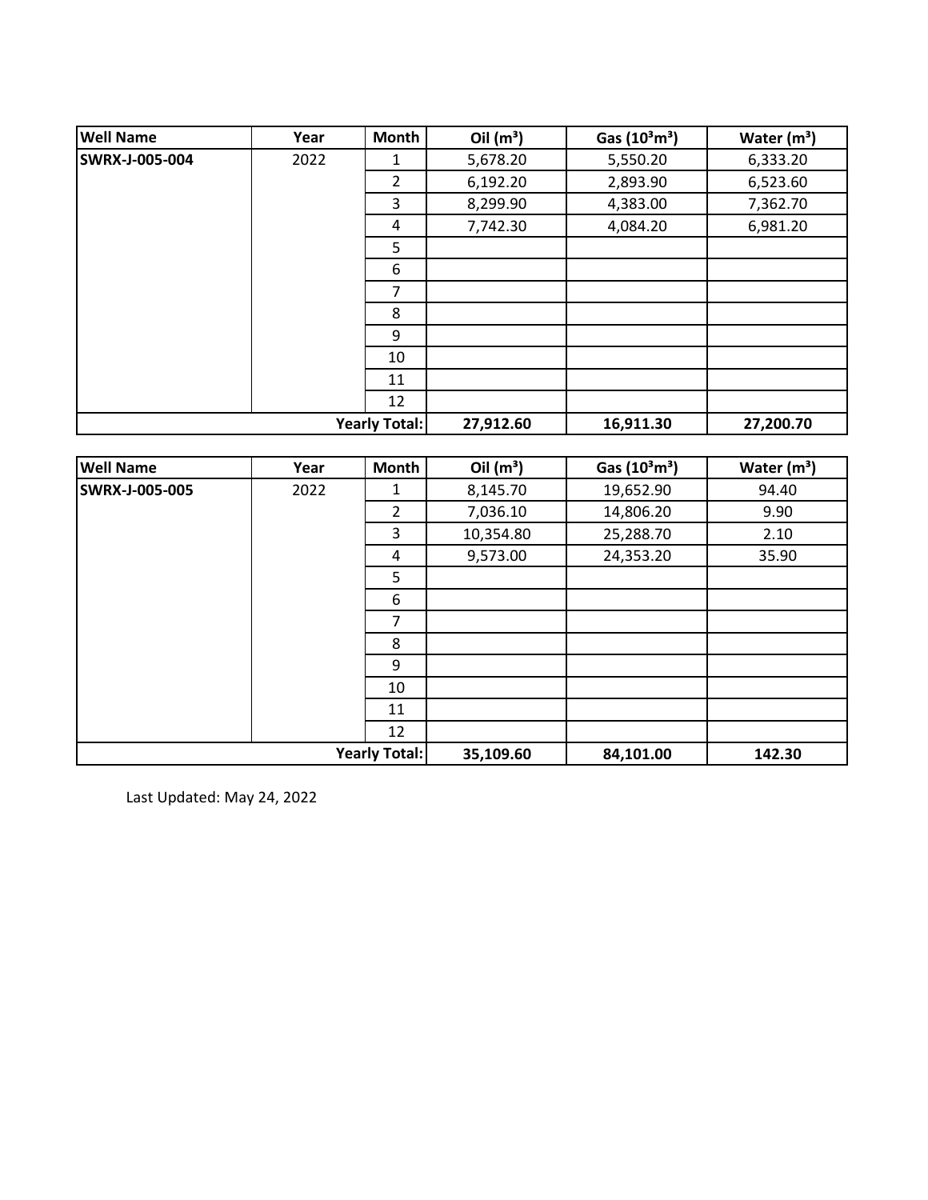| Well Name | Year | Month | Oil ($m^3$) | Gas ($10^3m^3$) | Water ($m^3$) |
| --- | --- | --- | --- | --- | --- |
| SWRX-J-005-004 | 2022 | 1 | 5,678.20 | 5,550.20 | 6,333.20 |
| | | 2 | 6,192.20 | 2,893.90 | 6,523.60 |
| | | 3 | 8,299.90 | 4,383.00 | 7,362.70 |
| | | 4 | 7,742.30 | 4,084.20 | 6,981.20 |
| | | 5 | | | |
| | | 6 | | | |
| | | 7 | | | |
| | | 8 | | | |
| | | 9 | | | |
| | | 10 | | | |
| | | 11 | | | |
| | | 12 | | | |
| | | **Yearly Total:** | **27,912.60** | **16,911.30** | **27,200.70** |

| Well Name | Year | Month | Oil ($m^3$) | Gas ($10^3m^3$) | Water ($m^3$) |
| --- | --- | --- | --- | --- | --- |
| SWRX-J-005-005 | 2022 | 1 | 8,145.70 | 19,652.90 | 94.40 |
| | | 2 | 7,036.10 | 14,806.20 | 9.90 |
| | | 3 | 10,354.80 | 25,288.70 | 2.10 |
| | | 4 | 9,573.00 | 24,353.20 | 35.90 |
| | | 5 | | | |
| | | 6 | | | |
| | | 7 | | | |
| | | 8 | | | |
| | | 9 | | | |
| | | 10 | | | |
| | | 11 | | | |
| | | 12 | | | |
| | | **Yearly Total:** | **35,109.60** | **84,101.00** | **142.30** |

Last Updated: May 24, 2022